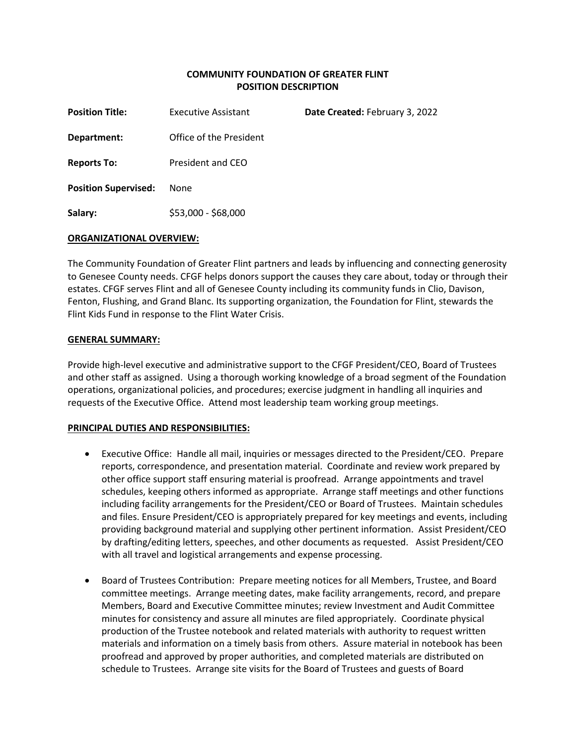# COMMUNITY FOUNDATION OF GREATER FLINT
## POSITION DESCRIPTION

**Position Title:** Executive Assistant **Date Created:** February 3, 2022

**Department:** Office of the President

**Reports To:** President and CEO

**Position Supervised:** None

**Salary:** $53,000 - $68,000

### ORGANIZATIONAL OVERVIEW:

The Community Foundation of Greater Flint partners and leads by influencing and connecting generosity to Genesee County needs. CFGF helps donors support the causes they care about, today or through their estates. CFGF serves Flint and all of Genesee County including its community funds in Clio, Davison, Fenton, Flushing, and Grand Blanc. Its supporting organization, the Foundation for Flint, stewards the Flint Kids Fund in response to the Flint Water Crisis.

### GENERAL SUMMARY:

Provide high-level executive and administrative support to the CFGF President/CEO, Board of Trustees and other staff as assigned. Using a thorough working knowledge of a broad segment of the Foundation operations, organizational policies, and procedures; exercise judgment in handling all inquiries and requests of the Executive Office. Attend most leadership team working group meetings.

### PRINCIPAL DUTIES AND RESPONSIBILITIES:

- Executive Office: Handle all mail, inquiries or messages directed to the President/CEO. Prepare reports, correspondence, and presentation material. Coordinate and review work prepared by other office support staff ensuring material is proofread. Arrange appointments and travel schedules, keeping others informed as appropriate. Arrange staff meetings and other functions including facility arrangements for the President/CEO or Board of Trustees. Maintain schedules and files. Ensure President/CEO is appropriately prepared for key meetings and events, including providing background material and supplying other pertinent information. Assist President/CEO by drafting/editing letters, speeches, and other documents as requested. Assist President/CEO with all travel and logistical arrangements and expense processing.

- Board of Trustees Contribution: Prepare meeting notices for all Members, Trustee, and Board committee meetings. Arrange meeting dates, make facility arrangements, record, and prepare Members, Board and Executive Committee minutes; review Investment and Audit Committee minutes for consistency and assure all minutes are filed appropriately. Coordinate physical production of the Trustee notebook and related materials with authority to request written materials and information on a timely basis from others. Assure material in notebook has been proofread and approved by proper authorities, and completed materials are distributed on schedule to Trustees. Arrange site visits for the Board of Trustees and guests of Board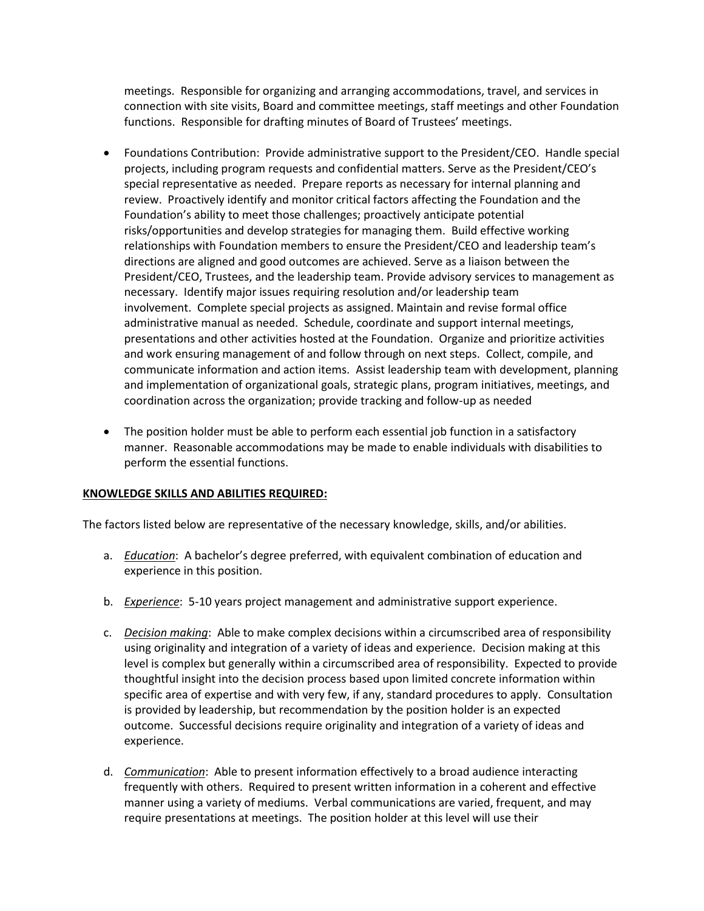meetings. Responsible for organizing and arranging accommodations, travel, and services in connection with site visits, Board and committee meetings, staff meetings and other Foundation functions. Responsible for drafting minutes of Board of Trustees' meetings.

- Foundations Contribution: Provide administrative support to the President/CEO. Handle special projects, including program requests and confidential matters. Serve as the President/CEO's special representative as needed. Prepare reports as necessary for internal planning and review. Proactively identify and monitor critical factors affecting the Foundation and the Foundation's ability to meet those challenges; proactively anticipate potential risks/opportunities and develop strategies for managing them. Build effective working relationships with Foundation members to ensure the President/CEO and leadership team's directions are aligned and good outcomes are achieved. Serve as a liaison between the President/CEO, Trustees, and the leadership team. Provide advisory services to management as necessary. Identify major issues requiring resolution and/or leadership team involvement. Complete special projects as assigned. Maintain and revise formal office administrative manual as needed. Schedule, coordinate and support internal meetings, presentations and other activities hosted at the Foundation. Organize and prioritize activities and work ensuring management of and follow through on next steps. Collect, compile, and communicate information and action items. Assist leadership team with development, planning and implementation of organizational goals, strategic plans, program initiatives, meetings, and coordination across the organization; provide tracking and follow-up as needed

- The position holder must be able to perform each essential job function in a satisfactory manner. Reasonable accommodations may be made to enable individuals with disabilities to perform the essential functions.

**KNOWLEDGE SKILLS AND ABILITIES REQUIRED:**

The factors listed below are representative of the necessary knowledge, skills, and/or abilities.

a. *Education*: A bachelor's degree preferred, with equivalent combination of education and experience in this position.

b. *Experience*: 5-10 years project management and administrative support experience.

c. *Decision making*: Able to make complex decisions within a circumscribed area of responsibility using originality and integration of a variety of ideas and experience. Decision making at this level is complex but generally within a circumscribed area of responsibility. Expected to provide thoughtful insight into the decision process based upon limited concrete information within specific area of expertise and with very few, if any, standard procedures to apply. Consultation is provided by leadership, but recommendation by the position holder is an expected outcome. Successful decisions require originality and integration of a variety of ideas and experience.

d. *Communication*: Able to present information effectively to a broad audience interacting frequently with others. Required to present written information in a coherent and effective manner using a variety of mediums. Verbal communications are varied, frequent, and may require presentations at meetings. The position holder at this level will use their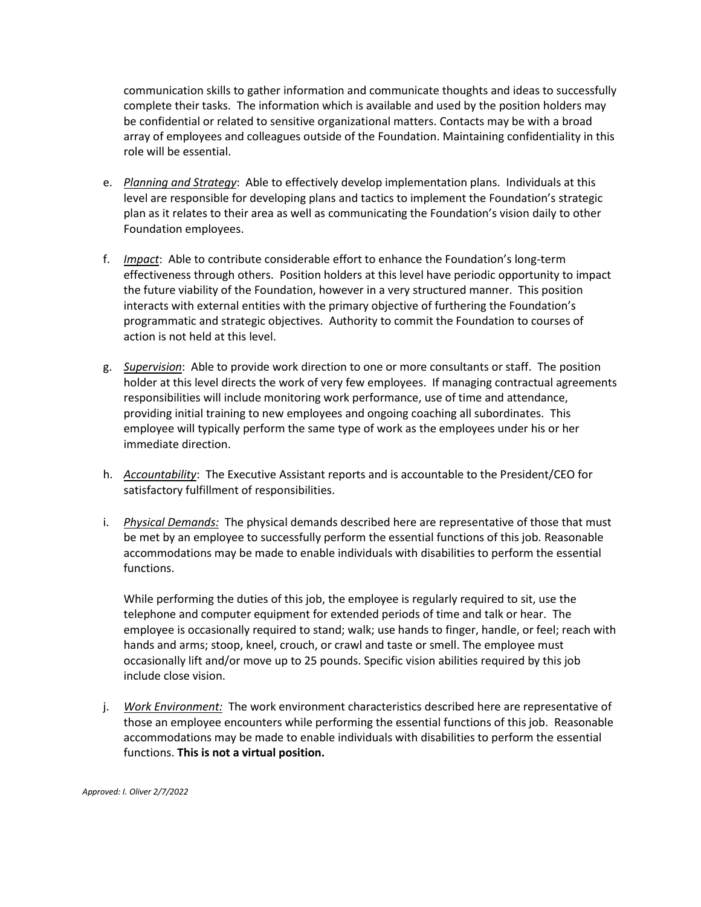communication skills to gather information and communicate thoughts and ideas to successfully complete their tasks. The information which is available and used by the position holders may be confidential or related to sensitive organizational matters. Contacts may be with a broad array of employees and colleagues outside of the Foundation. Maintaining confidentiality in this role will be essential.

e. *__Planning and Strategy__*: Able to effectively develop implementation plans. Individuals at this level are responsible for developing plans and tactics to implement the Foundation's strategic plan as it relates to their area as well as communicating the Foundation's vision daily to other Foundation employees.

f. *__Impact__*: Able to contribute considerable effort to enhance the Foundation's long-term effectiveness through others. Position holders at this level have periodic opportunity to impact the future viability of the Foundation, however in a very structured manner. This position interacts with external entities with the primary objective of furthering the Foundation's programmatic and strategic objectives. Authority to commit the Foundation to courses of action is not held at this level.

g. *__Supervision__*: Able to provide work direction to one or more consultants or staff. The position holder at this level directs the work of very few employees. If managing contractual agreements responsibilities will include monitoring work performance, use of time and attendance, providing initial training to new employees and ongoing coaching all subordinates. This employee will typically perform the same type of work as the employees under his or her immediate direction.

h. *__Accountability__*: The Executive Assistant reports and is accountable to the President/CEO for satisfactory fulfillment of responsibilities.

i. *__Physical Demands:__* The physical demands described here are representative of those that must be met by an employee to successfully perform the essential functions of this job. Reasonable accommodations may be made to enable individuals with disabilities to perform the essential functions.

   While performing the duties of this job, the employee is regularly required to sit, use the telephone and computer equipment for extended periods of time and talk or hear. The employee is occasionally required to stand; walk; use hands to finger, handle, or feel; reach with hands and arms; stoop, kneel, crouch, or crawl and taste or smell. The employee must occasionally lift and/or move up to 25 pounds. Specific vision abilities required by this job include close vision.

j. *__Work Environment:__* The work environment characteristics described here are representative of those an employee encounters while performing the essential functions of this job. Reasonable accommodations may be made to enable individuals with disabilities to perform the essential functions. **This is not a virtual position.**

*Approved: I. Oliver 2/7/2022*